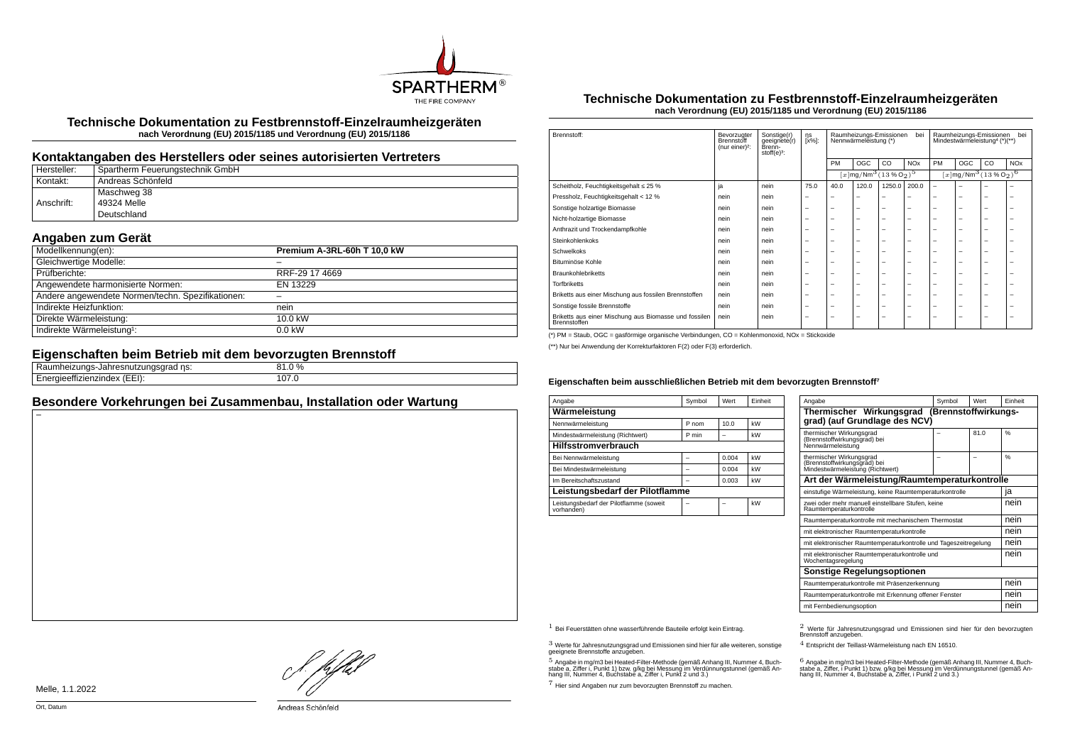# Technische Dokumentation zu Festbrennstoff-Einzelraumheizgeräten

**nach Verordnung (EU) 2015/1185 und Verordnung (EU) 2015/1186**

## Kontaktangaben des Herstellers oder seines autorisierten Vertreters

| | |
|---|---|
| Hersteller: | Spartherm Feuerungstechnik GmbH |
| Kontakt: | Andreas Schönfeld |
| Anschrift: | Maschweg 38<br>49324 Melle<br>Deutschland |

## Angaben zum Gerät

| | |
|---|---|
| Modellkennung(en): | **Premium A-3RL-60h T 10,0 kW** |
| Gleichwertige Modelle: | – |
| Prüfberichte: | RRF-29 17 4669 |
| Angewendete harmonisierte Normen: | EN 13229 |
| Andere angewendete Normen/techn. Spezifikationen: | – |
| Indirekte Heizfunktion: | nein |
| Direkte Wärmeleistung: | 10.0 kW |
| Indirekte Wärmeleistung[1]: | 0.0 kW |

## Eigenschaften beim Betrieb mit dem bevorzugten Brennstoff

| | |
|---|---|
| Raumheizungs-Jahresnutzungsgrad ηs: | 81.0 % |
| Energieeffizienzindex (EEI): | 107.0 |

## Besondere Vorkehrungen bei Zusammenbau, Installation oder Wartung

–

Melle, 1.1.2022

Ort, Datum

Andreas Schönfeld

# Technische Dokumentation zu Festbrennstoff-Einzelraumheizgeräten

**nach Verordnung (EU) 2015/1185 und Verordnung (EU) 2015/1186**

| Brennstoff: | Bevorzugter Brennstoff (nur einer)[2]: | Sonstige(r) geeignete(r) Brennstoff(e)[3]: | ηs [x%]: | Raumheizungs-Emissionen bei Nennwärmeleistung (*) | | | | Raumheizungs-Emissionen bei Mindestwärmeleistung[4] (*)(**) | | | |
|---|---|---|---|---|---|---|---|---|---|---|---|
| | | | | PM | OGC | CO | NOx | PM | OGC | CO | NOx |
| | | | | $[x]\text{mg/Nm}^3\,(13\,\%\,O_2)^5$ | | | | $[x]\text{mg/Nm}^3\,(13\,\%\,O_2)^6$ | | | |
| Scheitholz, Feuchtigkeitsgehalt ≤ 25 % | ja | nein | 75.0 | 40.0 | 120.0 | 1250.0 | 200.0 | – | – | – | – |
| Pressholz, Feuchtigkeitsgehalt < 12 % | nein | nein | – | – | – | – | – | – | – | – | – |
| Sonstige holzartige Biomasse | nein | nein | – | – | – | – | – | – | – | – | – |
| Nicht-holzartige Biomasse | nein | nein | – | – | – | – | – | – | – | – | – |
| Anthrazit und Trockendampfkohle | nein | nein | – | – | – | – | – | – | – | – | – |
| Steinkohlenkoks | nein | nein | – | – | – | – | – | – | – | – | – |
| Schwelkoks | nein | nein | – | – | – | – | – | – | – | – | – |
| Bituminöse Kohle | nein | nein | – | – | – | – | – | – | – | – | – |
| Braunkohlebriketts | nein | nein | – | – | – | – | – | – | – | – | – |
| Torfbriketts | nein | nein | – | – | – | – | – | – | – | – | – |
| Briketts aus einer Mischung aus fossilen Brennstoffen | nein | nein | – | – | – | – | – | – | – | – | – |
| Sonstige fossile Brennstoffe | nein | nein | – | – | – | – | – | – | – | – | – |
| Briketts aus einer Mischung aus Biomasse und fossilen Brennstoffen | nein | nein | – | – | – | – | – | – | – | – | – |

(*) PM = Staub, OGC = gasförmige organische Verbindungen, CO = Kohlenmonoxid, NOx = Stickoxide

(**) Nur bei Anwendung der Korrekturfaktoren F(2) oder F(3) erforderlich.

### Eigenschaften beim ausschließlichen Betrieb mit dem bevorzugten Brennstoff[7]

| Angabe | Symbol | Wert | Einheit |
|---|---|---|---|
| **Wärmeleistung** | | | |
| Nennwärmeleistung | P nom | 10.0 | kW |
| Mindestwärmeleistung (Richtwert) | P min | – | kW |
| **Hilfsstromverbrauch** | | | |
| Bei Nennwärmeleistung | – | 0.004 | kW |
| Bei Mindestwärmeleistung | – | 0.004 | kW |
| Im Bereitschaftszustand | – | 0.003 | kW |
| **Leistungsbedarf der Pilotflamme** | | | |
| Leistungsbedarf der Pilotflamme (soweit vorhanden) | – | – | kW |

| Angabe | Symbol | Wert | Einheit |
|---|---|---|---|
| **Thermischer Wirkungsgrad (Brennstoffwirkungsgrad) (auf Grundlage des NCV)** | | | |
| thermischer Wirkungsgrad (Brennstoffwirkungsgrad) bei Nennwärmeleistung | – | 81.0 | % |
| thermischer Wirkungsgrad (Brennstoffwirkungsgrad) bei Mindestwärmeleistung (Richtwert) | – | – | % |
| **Art der Wärmeleistung/Raumtemperaturkontrolle** | | | |
| einstufige Wärmeleistung, keine Raumtemperaturkontrolle | | | ja |
| zwei oder mehr manuell einstellbare Stufen, keine Raumtemperaturkontrolle | | | nein |
| Raumtemperaturkontrolle mit mechanischem Thermostat | | | nein |
| mit elektronischer Raumtemperaturkontrolle | | | nein |
| mit elektronischer Raumtemperaturkontrolle und Tageszeitregelung | | | nein |
| mit elektronischer Raumtemperaturkontrolle und Wochentagsregelung | | | nein |
| **Sonstige Regelungsoptionen** | | | |
| Raumtemperaturkontrolle mit Präsenzerkennung | | | nein |
| Raumtemperaturkontrolle mit Erkennung offener Fenster | | | nein |
| mit Fernbedienungsoption | | | nein |

[1] Bei Feuerstätten ohne wasserführende Bauteile erfolgt kein Eintrag.

[2] Werte für Jahresnutzungsgrad und Emissionen sind hier für den bevorzugten Brennstoff anzugeben.

[3] Werte für Jahresnutzungsgrad und Emissionen sind hier für alle weiteren, sonstige geeignete Brennstoffe anzugeben.

[4] Entspricht der Teillast-Wärmeleistung nach EN 16510.

[5] Angabe in mg/m3 bei Heated-Filter-Methode (gemäß Anhang III, Nummer 4, Buchstabe a, Ziffer i, Punkt 1) bzw. g/kg bei Messung im Verdünnungstunnel (gemäß Anhang III, Nummer 4, Buchstabe a, Ziffer i, Punkt 2 und 3.)

[6] Angabe in mg/m3 bei Heated-Filter-Methode (gemäß Anhang III, Nummer 4, Buchstabe a, Ziffer i, Punkt 1) bzw. g/kg bei Messung im Verdünnungstunnel (gemäß Anhang III, Nummer 4, Buchstabe a, Ziffer i, Punkt 2 und 3.)

[7] Hier sind Angaben nur zum bevorzugten Brennstoff zu machen.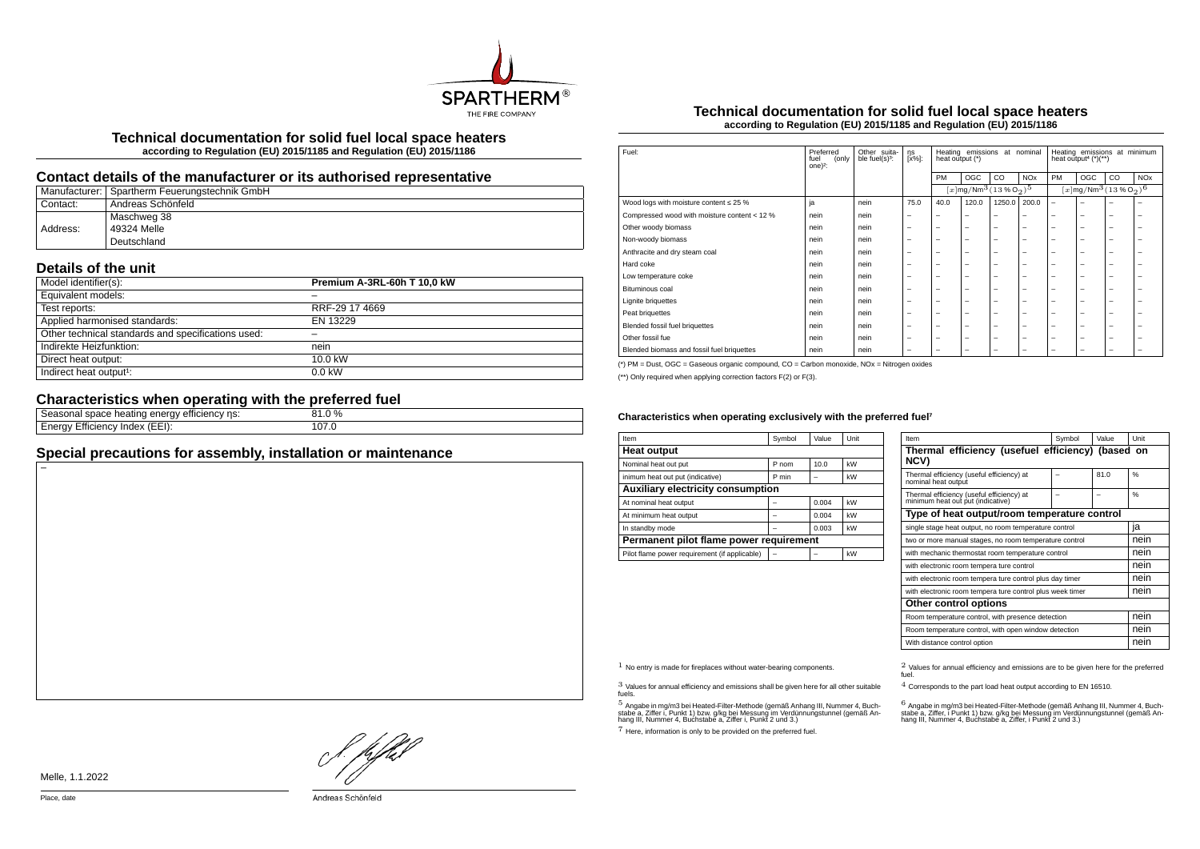# Technical documentation for solid fuel local space heaters

**according to Regulation (EU) 2015/1185 and Regulation (EU) 2015/1186**

## Contact details of the manufacturer or its authorised representative

| | |
|---|---|
| Manufacturer: | Spartherm Feuerungstechnik GmbH |
| Contact: | Andreas Schönfeld |
| Address: | Maschweg 38<br>49324 Melle<br>Deutschland |

## Details of the unit

| | |
|---|---|
| Model identifier(s): | **Premium A-3RL-60h T 10,0 kW** |
| Equivalent models: | – |
| Test reports: | RRF-29 17 4669 |
| Applied harmonised standards: | EN 13229 |
| Other technical standards and specifications used: | – |
| Indirekte Heizfunktion: | nein |
| Direct heat output: | 10.0 kW |
| Indirect heat output[1]: | 0.0 kW |

## Characteristics when operating with the preferred fuel

| | |
|---|---|
| Seasonal space heating energy efficiency ηs: | 81.0 % |
| Energy Efficiency Index (EEI): | 107.0 |

## Special precautions for assembly, installation or maintenance

–

# Technical documentation for solid fuel local space heaters

**according to Regulation (EU) 2015/1185 and Regulation (EU) 2015/1186**

| Fuel: | Preferred fuel (only one)[2]: | Other suitable fuel(s)[3]: | ηs [x%]: | Heating emissions at nominal heat output (*) | | | | Heating emissions at minimum heat output[4] (*)(**) | | | |
|---|---|---|---|---|---|---|---|---|---|---|---|
| | | | | PM | OGC | CO | NOx | PM | OGC | CO | NOx |
| | | | | $[x]\mathrm{mg/Nm^3}\,(13\,\%\,\mathrm{O_2})^5$ | | | | $[x]\mathrm{mg/Nm^3}\,(13\,\%\,\mathrm{O_2})^6$ | | | |
| Wood logs with moisture content ≤ 25 % | ja | nein | 75.0 | 40.0 | 120.0 | 1250.0 | 200.0 | – | – | – | – |
| Compressed wood with moisture content < 12 % | nein | nein | – | – | – | – | – | – | – | – | – |
| Other woody biomass | nein | nein | – | – | – | – | – | – | – | – | – |
| Non-woody biomass | nein | nein | – | – | – | – | – | – | – | – | – |
| Anthracite and dry steam coal | nein | nein | – | – | – | – | – | – | – | – | – |
| Hard coke | nein | nein | – | – | – | – | – | – | – | – | – |
| Low temperature coke | nein | nein | – | – | – | – | – | – | – | – | – |
| Bituminous coal | nein | nein | – | – | – | – | – | – | – | – | – |
| Lignite briquettes | nein | nein | – | – | – | – | – | – | – | – | – |
| Peat briquettes | nein | nein | – | – | – | – | – | – | – | – | – |
| Blended fossil fuel briquettes | nein | nein | – | – | – | – | – | – | – | – | – |
| Other fossil fue | nein | nein | – | – | – | – | – | – | – | – | – |
| Blended biomass and fossil fuel briquettes | nein | nein | – | – | – | – | – | – | – | – | – |

(*) PM = Dust, OGC = Gaseous organic compound, CO = Carbon monoxide, NOx = Nitrogen oxides

(**) Only required when applying correction factors F(2) or F(3).

### Characteristics when operating exclusively with the preferred fuel[7]

| Item | Symbol | Value | Unit |
|---|---|---|---|
| **Heat output** | | | |
| Nominal heat out put | P nom | 10.0 | kW |
| inimum heat out put (indicative) | P min | – | kW |
| **Auxiliary electricity consumption** | | | |
| At nominal heat output | – | 0.004 | kW |
| At minimum heat output | – | 0.004 | kW |
| In standby mode | – | 0.003 | kW |
| **Permanent pilot flame power requirement** | | | |
| Pilot flame power requirement (if applicable) | – | – | kW |

| Item | Symbol | Value | Unit |
|---|---|---|---|
| **Thermal efficiency (usefuel efficiency) (based on NCV)** | | | |
| Thermal efficiency (useful efficiency) at nominal heat output | – | 81.0 | % |
| Thermal efficiency (useful efficiency) at minimum heat out put (indicative) | – | – | % |
| **Type of heat output/room temperature control** | | | |
| single stage heat output, no room temperature control | | | ja |
| two or more manual stages, no room temperature control | | | nein |
| with mechanic thermostat room temperature control | | | nein |
| with electronic room tempera ture control | | | nein |
| with electronic room tempera ture control plus day timer | | | nein |
| with electronic room tempera ture control plus week timer | | | nein |
| **Other control options** | | | |
| Room temperature control, with presence detection | | | nein |
| Room temperature control, with open window detection | | | nein |
| With distance control option | | | nein |

[1] No entry is made for fireplaces without water-bearing components.

[2] Values for annual efficiency and emissions are to be given here for the preferred fuel.

[3] Values for annual efficiency and emissions shall be given here for all other suitable fuels.

[4] Corresponds to the part load heat output according to EN 16510.

[5] Angabe in mg/m3 bei Heated-Filter-Methode (gemäß Anhang III, Nummer 4, Buchstabe a, Ziffer i, Punkt 1) bzw. g/kg bei Messung im Verdünnungstunnel (gemäß Anhang III, Nummer 4, Buchstabe a, Ziffer i, Punkt 2 und 3.)

[6] Angabe in mg/m3 bei Heated-Filter-Methode (gemäß Anhang III, Nummer 4, Buchstabe a, Ziffer, i Punkt 1) bzw. g/kg bei Messung im Verdünnungstunnel (gemäß Anhang III, Nummer 4, Buchstabe a, Ziffer, i Punkt 2 und 3.)

[7] Here, information is only to be provided on the preferred fuel.

Melle, 1.1.2022

Place, date

Andreas Schönfeld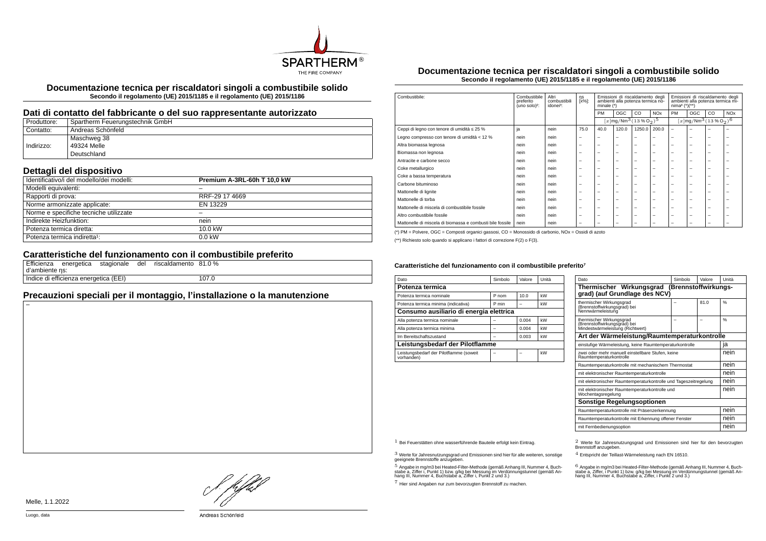# Documentazione tecnica per riscaldatori singoli a combustibile solido

**Secondo il regolamento (UE) 2015/1185 e il regolamento (UE) 2015/1186**

## Dati di contatto del fabbricante o del suo rappresentante autorizzato

| | |
|---|---|
| Produttore: | Spartherm Feuerungstechnik GmbH |
| Contatto: | Andreas Schönfeld |
| Indirizzo: | Maschweg 38<br>49324 Melle<br>Deutschland |

## Dettagli del dispositivo

| | |
|---|---|
| Identificativo/i del modello/dei modelli: | **Premium A-3RL-60h T 10,0 kW** |
| Modelli equivalenti: | – |
| Rapporti di prova: | RRF-29 17 4669 |
| Norme armonizzate applicate: | EN 13229 |
| Norme e specifiche tecniche utilizzate | – |
| Indirekte Heizfunktion: | nein |
| Potenza termica diretta: | 10.0 kW |
| Potenza termica indiretta¹: | 0.0 kW |

## Caratteristiche del funzionamento con il combustibile preferito

| | |
|---|---|
| Efficienza energetica stagionale del riscaldamento d'ambiente ηs: | 81.0 % |
| Indice di efficienza energetica (EEI) | 107.0 |

## Precauzioni speciali per il montaggio, l'installazione o la manutenzione

–

Melle, 1.1.2022

Luogo, data

Andreas Schönfeld

# Documentazione tecnica per riscaldatori singoli a combustibile solido

**Secondo il regolamento (UE) 2015/1185 e il regolamento (UE) 2015/1186**

| Combustibile: | Combustibile preferito (uno solo)²: | Altri combustibili idonei³: | ηs [x%]: | Emissioni di riscaldamento degli ambienti alla potenza termica nominale (*) | | | | Emissioni di riscaldamento degli ambienti alla potenza termica minima⁴ (*)(**) | | | |
|---|---|---|---|---|---|---|---|---|---|---|---|
| | | | | PM | OGC | CO | NOx | PM | OGC | CO | NOx |
| | | | | $[x]\text{mg/Nm}^3\,(13\,\%\,O_2)^5$ | | | | $[x]\text{mg/Nm}^3\,(13\,\%\,O_2)^6$ | | | |
| Ceppi di legno con tenore di umidità ≤ 25 % | ja | nein | 75.0 | 40.0 | 120.0 | 1250.0 | 200.0 | – | – | – | – |
| Legno compresso con tenore di umidità < 12 % | nein | nein | – | – | – | – | – | – | – | – | – |
| Altra biomassa legnosa | nein | nein | – | – | – | – | – | – | – | – | – |
| Biomassa non legnosa | nein | nein | – | – | – | – | – | – | – | – | – |
| Antracite e carbone secco | nein | nein | – | – | – | – | – | – | – | – | – |
| Coke metallurgico | nein | nein | – | – | – | – | – | – | – | – | – |
| Coke a bassa temperatura | nein | nein | – | – | – | – | – | – | – | – | – |
| Carbone bituminoso | nein | nein | – | – | – | – | – | – | – | – | – |
| Mattonelle di lignite | nein | nein | – | – | – | – | – | – | – | – | – |
| Mattonelle di torba | nein | nein | – | – | – | – | – | – | – | – | – |
| Mattonelle di miscela di combustibile fossile | nein | nein | – | – | – | – | – | – | – | – | – |
| Altro combustibile fossile | nein | nein | – | – | – | – | – | – | – | – | – |
| Mattonelle di miscela di biomassa e combusti bile fossile | nein | nein | – | – | – | – | – | – | – | – | – |

(*) PM = Polvere, OGC = Composti organici gassosi, CO = Monossido di carbonio, NOx = Ossidi di azoto

(**) Richiesto solo quando si applicano i fattori di correzione F(2) o F(3).

#### Caratteristiche del funzionamento con il combustibile preferito⁷

| Dato | Simbolo | Valore | Unità |
|---|---|---|---|
| **Potenza termica** | | | |
| Potenza termica nominale | P nom | 10.0 | kW |
| Potenza termica minima (indicativa) | P min | – | kW |
| **Consumo ausiliario di energia elettrica** | | | |
| Alla potenza termica nominale | – | 0.004 | kW |
| Alla potenza termica minima | – | 0.004 | kW |
| Im Bereitschaftszustand | – | 0.003 | kW |
| **Leistungsbedarf der Pilotflamme** | | | |
| Leistungsbedarf der Pilotflamme (soweit vorhanden) | – | – | kW |

| Dato | Simbolo | Valore | Unità |
|---|---|---|---|
| **Thermischer Wirkungsgrad (Brennstoffwirkungsgrad) (auf Grundlage des NCV)** | | | |
| thermischer Wirkungsgrad (Brennstoffwirkungsgrad) bei Nennwärmeleistung | – | 81.0 | % |
| thermischer Wirkungsgrad (Brennstoffwirkungsgrad) bei Mindestwärmeleistung (Richtwert) | – | – | % |
| **Art der Wärmeleistung/Raumtemperaturkontrolle** | | | |
| einstufige Wärmeleistung, keine Raumtemperaturkontrolle | | | ja |
| zwei oder mehr manuell einstellbare Stufen, keine Raumtemperaturkontrolle | | | nein |
| Raumtemperaturkontrolle mit mechanischem Thermostat | | | nein |
| mit elektronischer Raumtemperaturkontrolle | | | nein |
| mit elektronischer Raumtemperaturkontrolle und Tageszeitregelung | | | nein |
| mit elektronischer Raumtemperaturkontrolle und Wochentagsregelung | | | nein |
| **Sonstige Regelungsoptionen** | | | |
| Raumtemperaturkontrolle mit Präsenzerkennung | | | nein |
| Raumtemperaturkontrolle mit Erkennung offener Fenster | | | nein |
| mit Fernbedienungsoption | | | nein |

[1] Bei Feuerstätten ohne wasserführende Bauteile erfolgt kein Eintrag.

[2] Werte für Jahresnutzungsgrad und Emissionen sind hier für den bevorzugten Brennstoff anzugeben.

[3] Werte für Jahresnutzungsgrad und Emissionen sind hier für alle weiteren, sonstige geeignete Brennstoffe anzugeben.

[4] Entspricht der Teillast-Wärmeleistung nach EN 16510.

[5] Angabe in mg/m3 bei Heated-Filter-Methode (gemäß Anhang III, Nummer 4, Buchstabe a, Ziffer i, Punkt 1) bzw. g/kg bei Messung im Verdünnungstunnel (gemäß Anhang III, Nummer 4, Buchstabe a, Ziffer i, Punkt 2 und 3.)

[6] Angabe in mg/m3 bei Heated-Filter-Methode (gemäß Anhang III, Nummer 4, Buchstabe a, Ziffer, i Punkt 1) bzw. g/kg bei Messung im Verdünnungstunnel (gemäß Anhang III, Nummer 4, Buchstabe a, Ziffer, i Punkt 2 und 3.)

[7] Hier sind Angaben nur zum bevorzugten Brennstoff zu machen.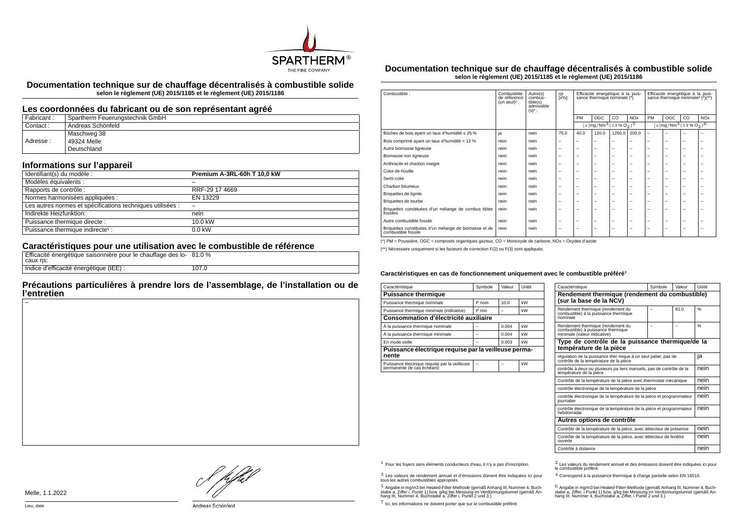# Documentation technique sur de chauffage décentralisés à combustible solide

**selon le règlement (UE) 2015/1185 et le règlement (UE) 2015/1186**

## Les coordonnées du fabricant ou de son représentant agréé

| | |
|---|---|
| Fabricant : | Spartherm Feuerungstechnik GmbH |
| Contact : | Andreas Schönfeld |
| Adresse : | Maschweg 38<br>49324 Melle<br>Deutschland |

## Informations sur l'appareil

| | |
|---|---|
| Identifiant(s) du modèle : | **Premium A-3RL-60h T 10,0 kW** |
| Modèles équivalents : | – |
| Rapports de contrôle : | RRF-29 17 4669 |
| Normes harmonisées appliquées : | EN 13229 |
| Les autres normes et spécifications techniques utilisées : | – |
| Indirekte Heizfunktion: | nein |
| Puissance thermique directe : | 10.0 kW |
| Puissance thermique indirecte[1] : | 0.0 kW |

## Caractéristiques pour une utilisation avec le combustible de référence

| | |
|---|---|
| Efficacité énergétique saisonnière pour le chauffage des locaux ηs: | 81.0 % |
| Indice d'efficacité énergétique (IEE) : | 107.0 |

## Précautions particulières à prendre lors de l'assemblage, de l'installation ou de l'entretien

–

Melle, 1.1.2022

Lieu, date

Andreas Schönfeld

# Documentation technique sur de chauffage décentralisés à combustible solide

**selon le règlement (UE) 2015/1185 et le règlement (UE) 2015/1186**

| Combustible : | Combustible de référence (un seul)[2] : | Autre(s) combustible(s) admissible (s)[3] : | ηs [x%]: | Efficacité énergétique à la puissance thermique nominale (*) | | | | Efficacité énergétique à la puissance thermique minimale[4] (*)(**) | | | |
|---|---|---|---|---|---|---|---|---|---|---|---|
| | | | | PM | OGC | CO | NOx | PM | OGC | CO | NOx |
| | | | | [x]mg/Nm³ (13 % $O_2$)[5] | | | | [x]mg/Nm³ (13 % $O_2$)[6] | | | |
| Bûches de bois ayant un taux d'humidité ≤ 25 % | ja | nein | 75.0 | 40.0 | 120.0 | 1250.0 | 200.0 | – | – | – | – |
| Bois comprimé ayant un taux d'humidité < 12 % | nein | nein | – | – | – | – | – | – | – | – | – |
| Autre biomasse ligneuse | nein | nein | – | – | – | – | – | – | – | – | – |
| Biomasse non ligneuse | nein | nein | – | – | – | – | – | – | – | – | – |
| Anthracite et charbon maigre | nein | nein | – | – | – | – | – | – | – | – | – |
| Coke de houille | nein | nein | – | – | – | – | – | – | – | – | – |
| Semi-coke | nein | nein | – | – | – | – | – | – | – | – | – |
| Charbon bitumeux | nein | nein | – | – | – | – | – | – | – | – | – |
| Briquettes de lignite | nein | nein | – | – | – | – | – | – | – | – | – |
| Briquettes de tourbe | nein | nein | – | – | – | – | – | – | – | – | – |
| Briquettes constituées d'un mélange de combus tibles fossiles | nein | nein | – | – | – | – | – | – | – | – | – |
| Autre combustible fossile | nein | nein | – | – | – | – | – | – | – | – | – |
| Briquettes constituées d'un mélange de biomasse et de combustible fossile | nein | nein | – | – | – | – | – | – | – | – | – |

(*) PM = Poussière, OGC = composés organiques gazeux, CO = Monoxyde de carbone, NOx = Oxydes d'azote

(**) Nécessaire uniquement si les facteurs de correction F(2) ou F(3) sont appliqués.

**Caractéristiques en cas de fonctionnement uniquement avec le combustible préféré[7]**

| Caractéristique | Symbole | Valeur | Unité |
|---|---|---|---|
| **Puissance thermique** | | | |
| Puissance thermique nominale | P nom | 10.0 | kW |
| Puissance thermique minimale (indicative) | P min | – | kW |
| **Consommation d'électricité auxiliaire** | | | |
| À la puissance thermique nominale | – | 0.004 | kW |
| À la puissance thermique minimale | – | 0.004 | kW |
| En mode veille | – | 0.003 | kW |
| **Puissance électrique requise par la veilleuse permanente** | | | |
| Puissance électrique requise par la veilleuse permanente (le cas échéant) | – | – | kW |

| Caractéristique | Symbole | Valeur | Unité |
|---|---|---|---|
| **Rendement thermique (rendement du combustible) (sur la base de la NCV)** | | | |
| Rendement thermique (rendement du combustible) à la puissance thermique nominale | – | 81.0 | % |
| Rendement thermique (rendement du combustible) à puissance thermique minimale (valeur indicative) | – | – | % |
| **Type de contrôle de la puissance thermique/de la température de la pièce** | | | |
| régulation de la puissance ther mique à un seul palier, pas de contrôle de la température de la pièce | | | ja |
| contrôle à deux ou plusieurs pa liers manuels, pas de contrôle de la température de la pièce | | | nein |
| Contrôle de la température de la pièce avec thermostat mécanique | | | nein |
| contrôle électronique de la température de la pièce | | | nein |
| contrôle électronique de la température de la pièce et programmateur journalier | | | nein |
| contrôle électronique de la température de la pièce et programmateur hebdomadai | | | nein |
| **Autres options de contrôle** | | | |
| Contrôle de la température de la pièce, avec détecteur de présence | | | nein |
| Contrôle de la température de la pièce, avec détecteur de fenêtre ouverte | | | nein |
| Contrôle à distance | | | nein |

[1] Pour les foyers sans éléments conducteurs d'eau, il n'y a pas d'inscription.

[2] Les valeurs du rendement annuel et des émissions doivent être indiquées ici pour le combustible préféré.

[3] Les valeurs de rendement annuel et d'émissions doivent être indiquées ici pour tous les autres combustibles appropriés.

[4] Correspond à la puissance thermique à charge partielle selon EN 16510.

[5] Angabe in mg/m3 bei Heated-Filter-Methode (gemäß Anhang III, Nummer 4, Buchstabe a, Ziffer i, Punkt 1) bzw. g/kg bei Messung im Verdünnungstunnel (gemäß Anhang III, Nummer 4, Buchstabe a, Ziffer i, Punkt 2 und 3.)

[6] Angabe in mg/m3 bei Heated-Filter-Methode (gemäß Anhang III, Nummer 4, Buchstabe a, Ziffer i, Punkt 1) bzw. g/kg bei Messung im Verdünnungstunnel (gemäß Anhang III, Nummer 4, Buchstabe a, Ziffer i, Punkt 2 und 3.)

[7] Ici, les informations ne doivent porter que sur le combustible préféré.